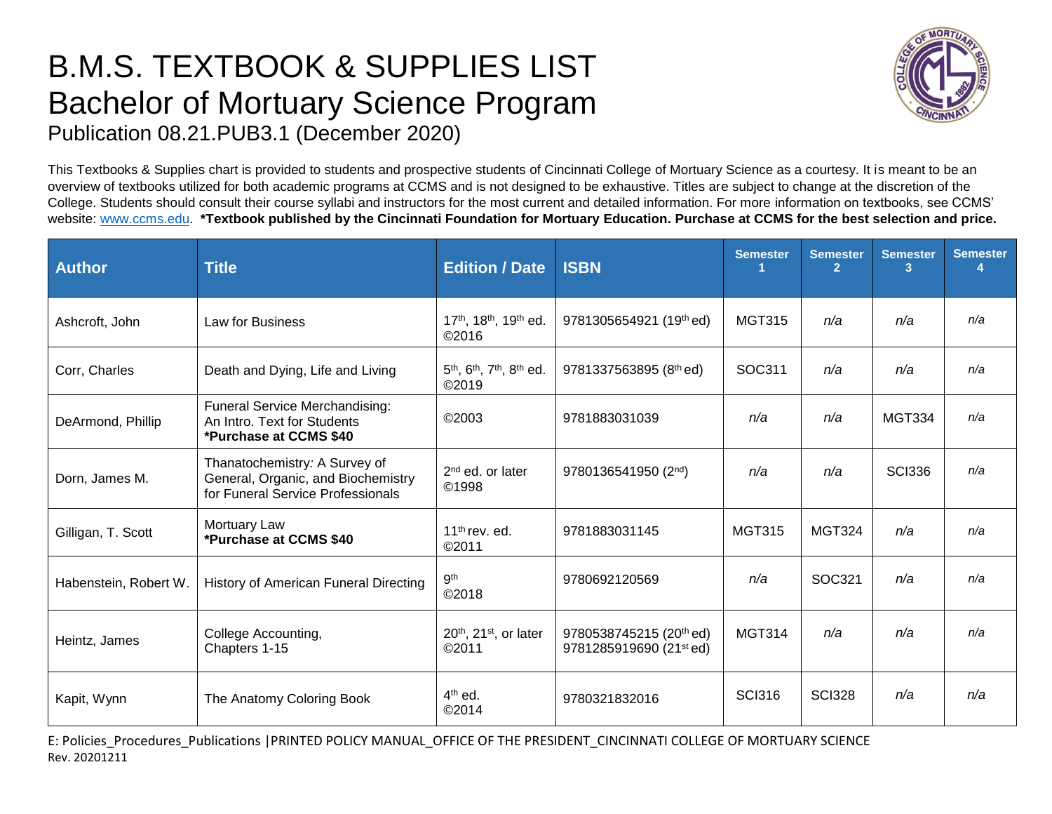# B.M.S. TEXTBOOK & SUPPLIES LIST
# Bachelor of Mortuary Science Program

Publication 08.21.PUB3.1 (December 2020)

This Textbooks & Supplies chart is provided to students and prospective students of Cincinnati College of Mortuary Science as a courtesy. It is meant to be an overview of textbooks utilized for both academic programs at CCMS and is not designed to be exhaustive. Titles are subject to change at the discretion of the College. Students should consult their course syllabi and instructors for the most current and detailed information. For more information on textbooks, see CCMS' website: www.ccms.edu. **\*Textbook published by the Cincinnati Foundation for Mortuary Education. Purchase at CCMS for the best selection and price.**

| Author | Title | Edition / Date | ISBN | Semester 1 | Semester 2 | Semester 3 | Semester 4 |
|---|---|---|---|---|---|---|---|
| Ashcroft, John | Law for Business | 17th, 18th, 19th ed. ©2016 | 9781305654921 (19th ed) | MGT315 | *n/a* | *n/a* | *n/a* |
| Corr, Charles | Death and Dying, Life and Living | 5th, 6th, 7th, 8th ed. ©2019 | 9781337563895 (8th ed) | SOC311 | *n/a* | *n/a* | *n/a* |
| DeArmond, Phillip | Funeral Service Merchandising: An Intro. Text for Students **\*Purchase at CCMS $40** | ©2003 | 9781883031039 | *n/a* | *n/a* | MGT334 | *n/a* |
| Dorn, James M. | Thanatochemistry: A Survey of General, Organic, and Biochemistry for Funeral Service Professionals | 2nd ed. or later ©1998 | 9780136541950 (2nd) | *n/a* | *n/a* | SCI336 | *n/a* |
| Gilligan, T. Scott | Mortuary Law **\*Purchase at CCMS $40** | 11th rev. ed. ©2011 | 9781883031145 | MGT315 | MGT324 | *n/a* | *n/a* |
| Habenstein, Robert W. | History of American Funeral Directing | 9th ©2018 | 9780692120569 | *n/a* | SOC321 | *n/a* | *n/a* |
| Heintz, James | College Accounting, Chapters 1-15 | 20th, 21st, or later ©2011 | 9780538745215 (20th ed) 9781285919690 (21st ed) | MGT314 | *n/a* | *n/a* | *n/a* |
| Kapit, Wynn | The Anatomy Coloring Book | 4th ed. ©2014 | 9780321832016 | SCI316 | SCI328 | *n/a* | *n/a* |

E: Policies_Procedures_Publications |PRINTED POLICY MANUAL_OFFICE OF THE PRESIDENT_CINCINNATI COLLEGE OF MORTUARY SCIENCE
Rev. 20201211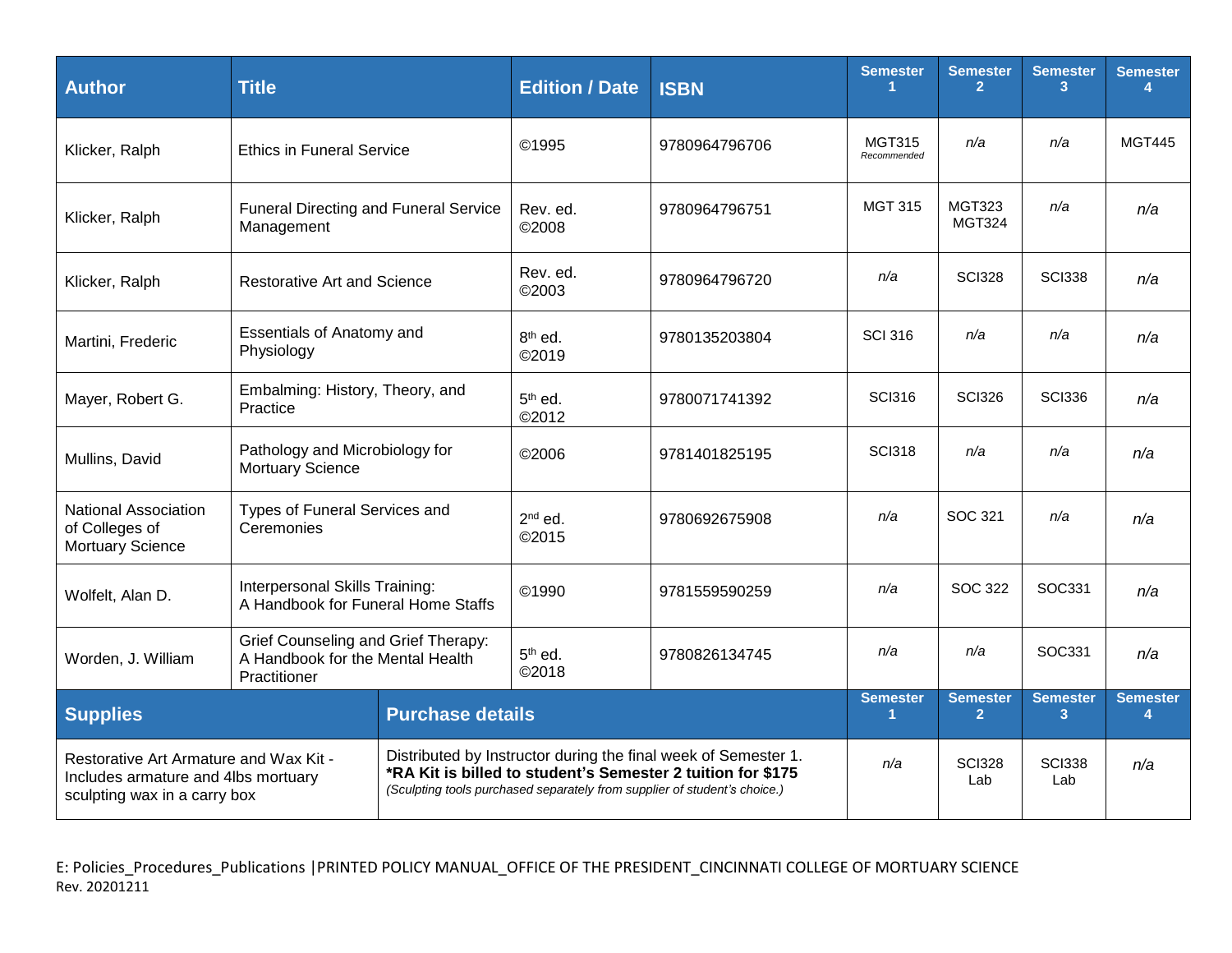| Author | Title | Edition / Date | ISBN | Semester 1 | Semester 2 | Semester 3 | Semester 4 |
|---|---|---|---|---|---|---|---|
| Klicker, Ralph | Ethics in Funeral Service | ©1995 | 9780964796706 | MGT315 *Recommended* | *n/a* | *n/a* | MGT445 |
| Klicker, Ralph | Funeral Directing and Funeral Service Management | Rev. ed. ©2008 | 9780964796751 | MGT 315 | MGT323 MGT324 | *n/a* | *n/a* |
| Klicker, Ralph | Restorative Art and Science | Rev. ed. ©2003 | 9780964796720 | *n/a* | SCI328 | SCI338 | *n/a* |
| Martini, Frederic | Essentials of Anatomy and Physiology | 8th ed. ©2019 | 9780135203804 | SCI 316 | *n/a* | *n/a* | *n/a* |
| Mayer, Robert G. | Embalming: History, Theory, and Practice | 5th ed. ©2012 | 9780071741392 | SCI316 | SCI326 | SCI336 | *n/a* |
| Mullins, David | Pathology and Microbiology for Mortuary Science | ©2006 | 9781401825195 | SCI318 | *n/a* | *n/a* | *n/a* |
| National Association of Colleges of Mortuary Science | Types of Funeral Services and Ceremonies | 2nd ed. ©2015 | 9780692675908 | *n/a* | SOC 321 | *n/a* | *n/a* |
| Wolfelt, Alan D. | Interpersonal Skills Training: A Handbook for Funeral Home Staffs | ©1990 | 9781559590259 | *n/a* | SOC 322 | SOC331 | *n/a* |
| Worden, J. William | Grief Counseling and Grief Therapy: A Handbook for the Mental Health Practitioner | 5th ed. ©2018 | 9780826134745 | *n/a* | *n/a* | SOC331 | *n/a* |

| Supplies | Purchase details | Semester 1 | Semester 2 | Semester 3 | Semester 4 |
|---|---|---|---|---|---|
| Restorative Art Armature and Wax Kit - Includes armature and 4lbs mortuary sculpting wax in a carry box | Distributed by Instructor during the final week of Semester 1. **\*RA Kit is billed to student's Semester 2 tuition for $175** *(Sculpting tools purchased separately from supplier of student's choice.)* | *n/a* | SCI328 Lab | SCI338 Lab | *n/a* |

E: Policies_Procedures_Publications |PRINTED POLICY MANUAL_OFFICE OF THE PRESIDENT_CINCINNATI COLLEGE OF MORTUARY SCIENCE
Rev. 20201211